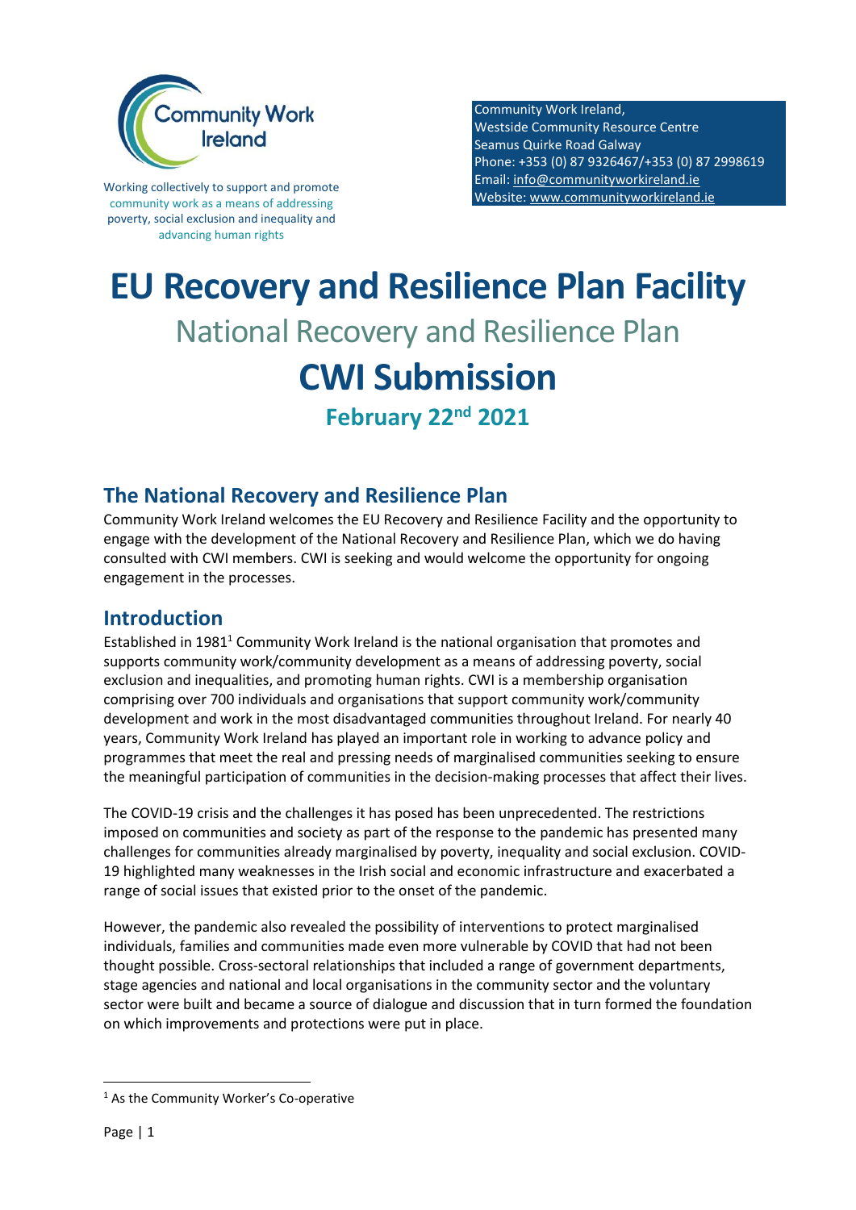Community Work Ireland

Working collectively to support and promote community work as a means of addressing poverty, social exclusion and inequality and advancing human rights

Community Work Ireland,
Westside Community Resource Centre
Seamus Quirke Road Galway
Phone: +353 (0) 87 9326467/+353 (0) 87 2998619
Email: info@communityworkireland.ie
Website: www.communityworkireland.ie

# EU Recovery and Resilience Plan Facility

## National Recovery and Resilience Plan

# CWI Submission

### February 22nd 2021

## The National Recovery and Resilience Plan

Community Work Ireland welcomes the EU Recovery and Resilience Facility and the opportunity to engage with the development of the National Recovery and Resilience Plan, which we do having consulted with CWI members. CWI is seeking and would welcome the opportunity for ongoing engagement in the processes.

## Introduction

Established in 1981[1] Community Work Ireland is the national organisation that promotes and supports community work/community development as a means of addressing poverty, social exclusion and inequalities, and promoting human rights. CWI is a membership organisation comprising over 700 individuals and organisations that support community work/community development and work in the most disadvantaged communities throughout Ireland. For nearly 40 years, Community Work Ireland has played an important role in working to advance policy and programmes that meet the real and pressing needs of marginalised communities seeking to ensure the meaningful participation of communities in the decision-making processes that affect their lives.

The COVID-19 crisis and the challenges it has posed has been unprecedented. The restrictions imposed on communities and society as part of the response to the pandemic has presented many challenges for communities already marginalised by poverty, inequality and social exclusion. COVID-19 highlighted many weaknesses in the Irish social and economic infrastructure and exacerbated a range of social issues that existed prior to the onset of the pandemic.

However, the pandemic also revealed the possibility of interventions to protect marginalised individuals, families and communities made even more vulnerable by COVID that had not been thought possible. Cross-sectoral relationships that included a range of government departments, stage agencies and national and local organisations in the community sector and the voluntary sector were built and became a source of dialogue and discussion that in turn formed the foundation on which improvements and protections were put in place.

[1] As the Community Worker's Co-operative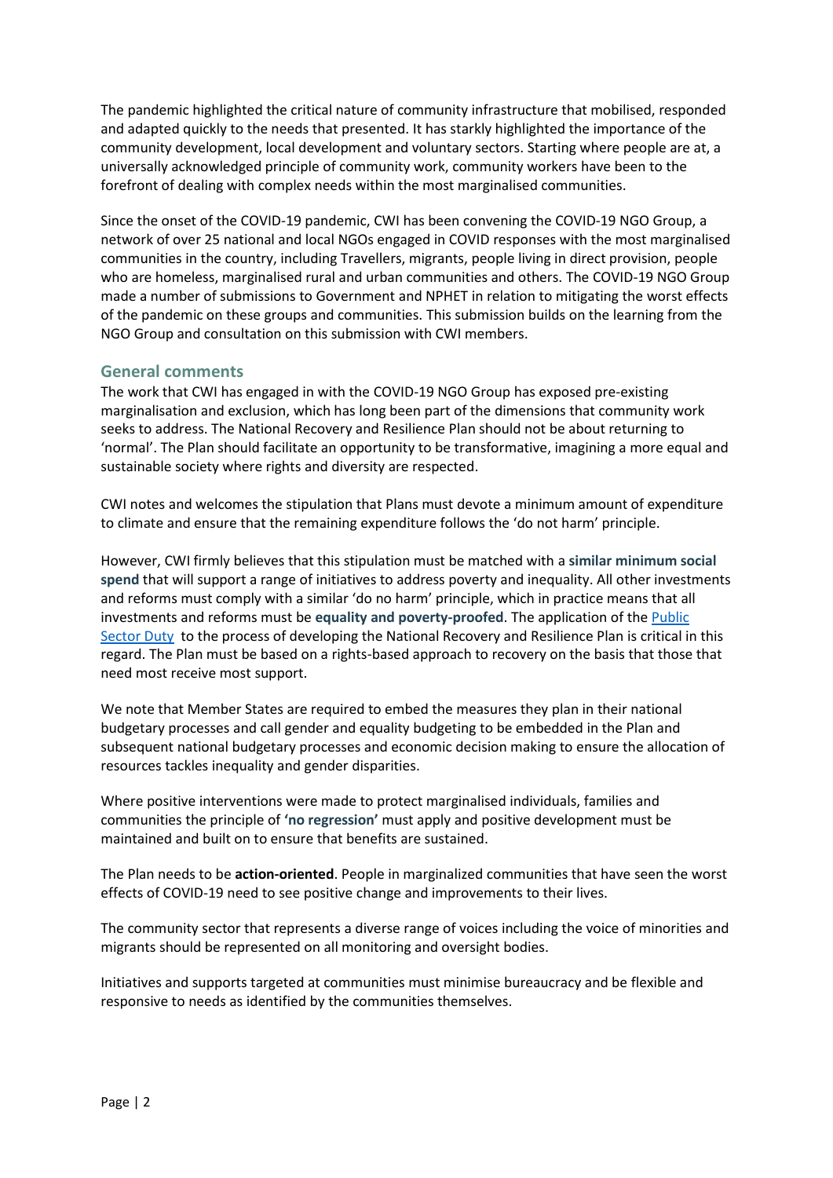The pandemic highlighted the critical nature of community infrastructure that mobilised, responded and adapted quickly to the needs that presented. It has starkly highlighted the importance of the community development, local development and voluntary sectors. Starting where people are at, a universally acknowledged principle of community work, community workers have been to the forefront of dealing with complex needs within the most marginalised communities.

Since the onset of the COVID-19 pandemic, CWI has been convening the COVID-19 NGO Group, a network of over 25 national and local NGOs engaged in COVID responses with the most marginalised communities in the country, including Travellers, migrants, people living in direct provision, people who are homeless, marginalised rural and urban communities and others. The COVID-19 NGO Group made a number of submissions to Government and NPHET in relation to mitigating the worst effects of the pandemic on these groups and communities. This submission builds on the learning from the NGO Group and consultation on this submission with CWI members.

## General comments

The work that CWI has engaged in with the COVID-19 NGO Group has exposed pre-existing marginalisation and exclusion, which has long been part of the dimensions that community work seeks to address. The National Recovery and Resilience Plan should not be about returning to 'normal'. The Plan should facilitate an opportunity to be transformative, imagining a more equal and sustainable society where rights and diversity are respected.

CWI notes and welcomes the stipulation that Plans must devote a minimum amount of expenditure to climate and ensure that the remaining expenditure follows the 'do not harm' principle.

However, CWI firmly believes that this stipulation must be matched with a **similar minimum social spend** that will support a range of initiatives to address poverty and inequality. All other investments and reforms must comply with a similar 'do no harm' principle, which in practice means that all investments and reforms must be **equality and poverty-proofed**. The application of the [Public Sector Duty] to the process of developing the National Recovery and Resilience Plan is critical in this regard. The Plan must be based on a rights-based approach to recovery on the basis that those that need most receive most support.

We note that Member States are required to embed the measures they plan in their national budgetary processes and call gender and equality budgeting to be embedded in the Plan and subsequent national budgetary processes and economic decision making to ensure the allocation of resources tackles inequality and gender disparities.

Where positive interventions were made to protect marginalised individuals, families and communities the principle of **'no regression'** must apply and positive development must be maintained and built on to ensure that benefits are sustained.

The Plan needs to be **action-oriented**. People in marginalized communities that have seen the worst effects of COVID-19 need to see positive change and improvements to their lives.

The community sector that represents a diverse range of voices including the voice of minorities and migrants should be represented on all monitoring and oversight bodies.

Initiatives and supports targeted at communities must minimise bureaucracy and be flexible and responsive to needs as identified by the communities themselves.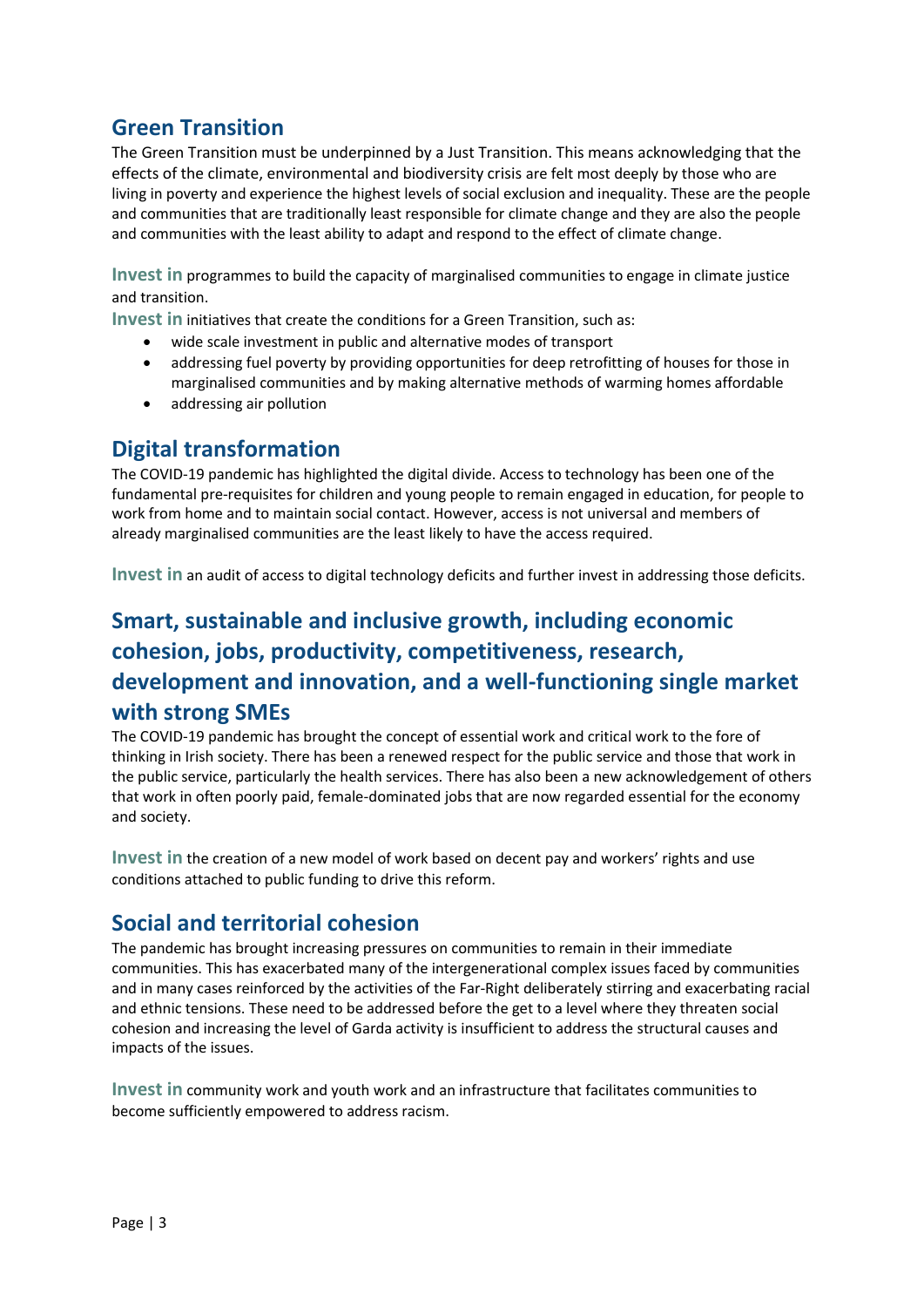## Green Transition

The Green Transition must be underpinned by a Just Transition. This means acknowledging that the effects of the climate, environmental and biodiversity crisis are felt most deeply by those who are living in poverty and experience the highest levels of social exclusion and inequality. These are the people and communities that are traditionally least responsible for climate change and they are also the people and communities with the least ability to adapt and respond to the effect of climate change.

**Invest in** programmes to build the capacity of marginalised communities to engage in climate justice and transition.

**Invest in** initiatives that create the conditions for a Green Transition, such as:

- wide scale investment in public and alternative modes of transport
- addressing fuel poverty by providing opportunities for deep retrofitting of houses for those in marginalised communities and by making alternative methods of warming homes affordable
- addressing air pollution

## Digital transformation

The COVID-19 pandemic has highlighted the digital divide. Access to technology has been one of the fundamental pre-requisites for children and young people to remain engaged in education, for people to work from home and to maintain social contact. However, access is not universal and members of already marginalised communities are the least likely to have the access required.

**Invest in** an audit of access to digital technology deficits and further invest in addressing those deficits.

## Smart, sustainable and inclusive growth, including economic cohesion, jobs, productivity, competitiveness, research, development and innovation, and a well-functioning single market with strong SMEs

The COVID-19 pandemic has brought the concept of essential work and critical work to the fore of thinking in Irish society. There has been a renewed respect for the public service and those that work in the public service, particularly the health services. There has also been a new acknowledgement of others that work in often poorly paid, female-dominated jobs that are now regarded essential for the economy and society.

**Invest in** the creation of a new model of work based on decent pay and workers' rights and use conditions attached to public funding to drive this reform.

## Social and territorial cohesion

The pandemic has brought increasing pressures on communities to remain in their immediate communities. This has exacerbated many of the intergenerational complex issues faced by communities and in many cases reinforced by the activities of the Far-Right deliberately stirring and exacerbating racial and ethnic tensions. These need to be addressed before the get to a level where they threaten social cohesion and increasing the level of Garda activity is insufficient to address the structural causes and impacts of the issues.

**Invest in** community work and youth work and an infrastructure that facilitates communities to become sufficiently empowered to address racism.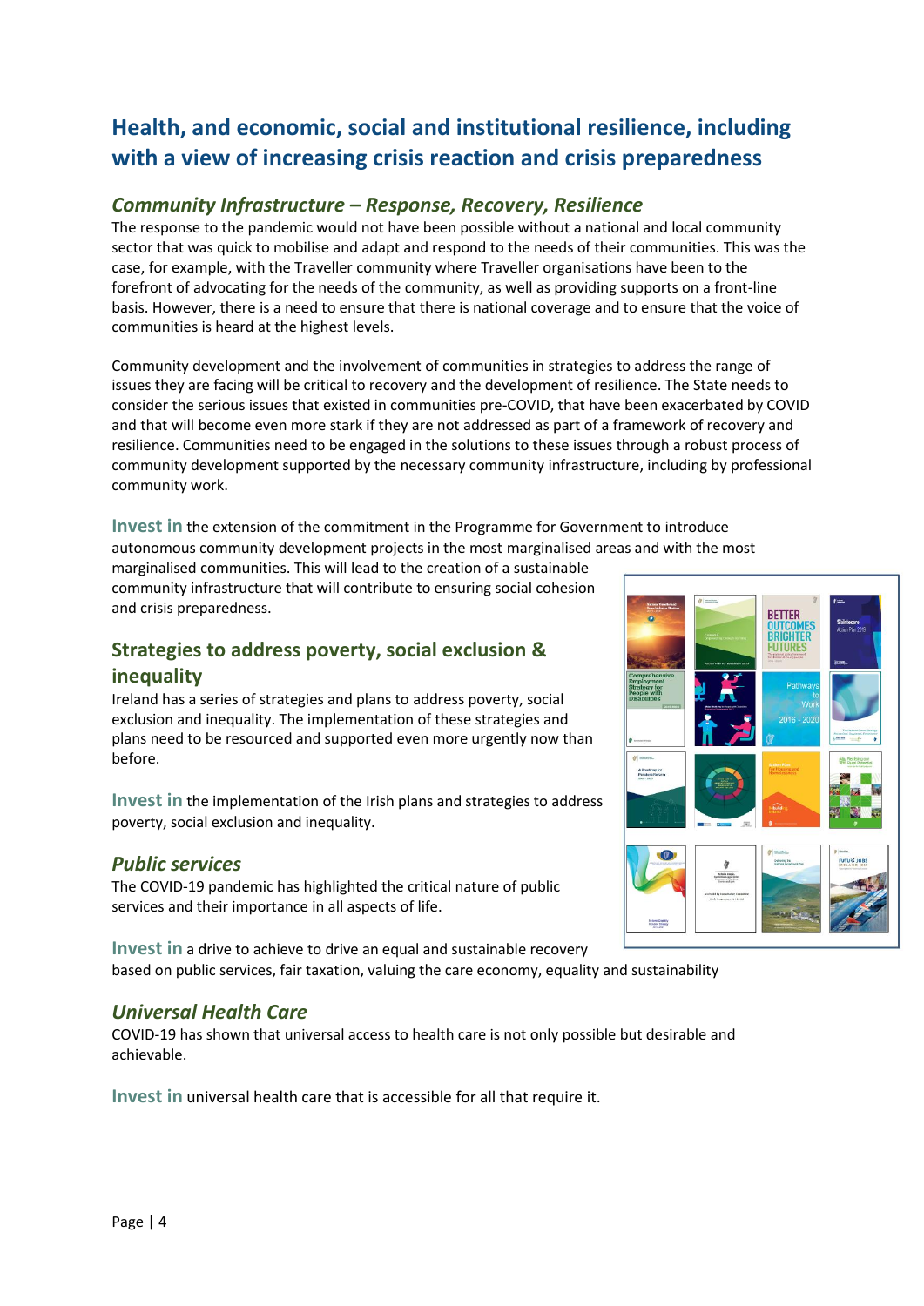## Health, and economic, social and institutional resilience, including with a view of increasing crisis reaction and crisis preparedness

### *Community Infrastructure – Response, Recovery, Resilience*

The response to the pandemic would not have been possible without a national and local community sector that was quick to mobilise and adapt and respond to the needs of their communities. This was the case, for example, with the Traveller community where Traveller organisations have been to the forefront of advocating for the needs of the community, as well as providing supports on a front-line basis. However, there is a need to ensure that there is national coverage and to ensure that the voice of communities is heard at the highest levels.

Community development and the involvement of communities in strategies to address the range of issues they are facing will be critical to recovery and the development of resilience. The State needs to consider the serious issues that existed in communities pre-COVID, that have been exacerbated by COVID and that will become even more stark if they are not addressed as part of a framework of recovery and resilience. Communities need to be engaged in the solutions to these issues through a robust process of community development supported by the necessary community infrastructure, including by professional community work.

**Invest in** the extension of the commitment in the Programme for Government to introduce autonomous community development projects in the most marginalised areas and with the most marginalised communities. This will lead to the creation of a sustainable community infrastructure that will contribute to ensuring social cohesion and crisis preparedness.

### Strategies to address poverty, social exclusion & inequality

Ireland has a series of strategies and plans to address poverty, social exclusion and inequality. The implementation of these strategies and plans need to be resourced and supported even more urgently now than before.

**Invest in** the implementation of the Irish plans and strategies to address poverty, social exclusion and inequality.

### *Public services*

The COVID-19 pandemic has highlighted the critical nature of public services and their importance in all aspects of life.

**Invest in** a drive to achieve to drive an equal and sustainable recovery based on public services, fair taxation, valuing the care economy, equality and sustainability

### *Universal Health Care*

COVID-19 has shown that universal access to health care is not only possible but desirable and achievable.

**Invest in** universal health care that is accessible for all that require it.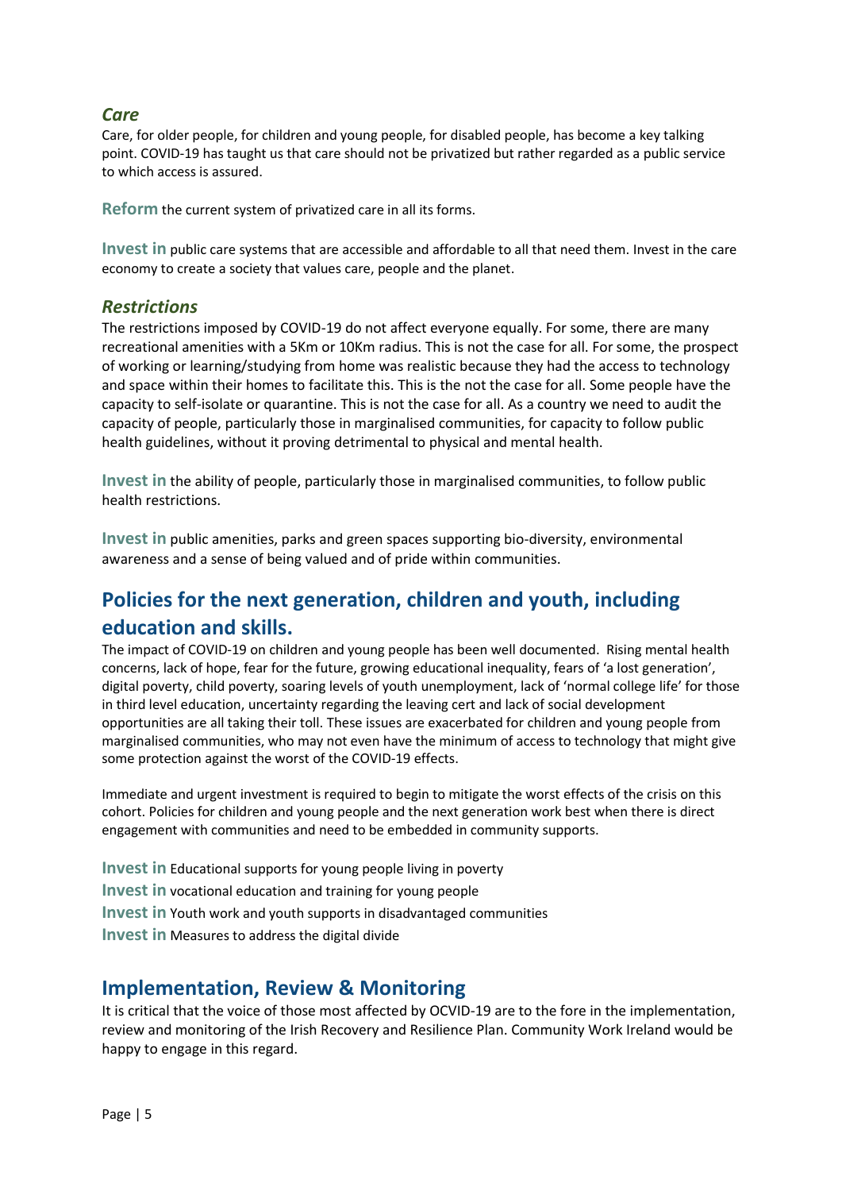### *Care*

Care, for older people, for children and young people, for disabled people, has become a key talking point. COVID-19 has taught us that care should not be privatized but rather regarded as a public service to which access is assured.

**Reform** the current system of privatized care in all its forms.

**Invest in** public care systems that are accessible and affordable to all that need them. Invest in the care economy to create a society that values care, people and the planet.

### *Restrictions*

The restrictions imposed by COVID-19 do not affect everyone equally. For some, there are many recreational amenities with a 5Km or 10Km radius. This is not the case for all. For some, the prospect of working or learning/studying from home was realistic because they had the access to technology and space within their homes to facilitate this. This is the not the case for all. Some people have the capacity to self-isolate or quarantine. This is not the case for all. As a country we need to audit the capacity of people, particularly those in marginalised communities, for capacity to follow public health guidelines, without it proving detrimental to physical and mental health.

**Invest in** the ability of people, particularly those in marginalised communities, to follow public health restrictions.

**Invest in** public amenities, parks and green spaces supporting bio-diversity, environmental awareness and a sense of being valued and of pride within communities.

## Policies for the next generation, children and youth, including education and skills.

The impact of COVID-19 on children and young people has been well documented. Rising mental health concerns, lack of hope, fear for the future, growing educational inequality, fears of 'a lost generation', digital poverty, child poverty, soaring levels of youth unemployment, lack of 'normal college life' for those in third level education, uncertainty regarding the leaving cert and lack of social development opportunities are all taking their toll. These issues are exacerbated for children and young people from marginalised communities, who may not even have the minimum of access to technology that might give some protection against the worst of the COVID-19 effects.

Immediate and urgent investment is required to begin to mitigate the worst effects of the crisis on this cohort. Policies for children and young people and the next generation work best when there is direct engagement with communities and need to be embedded in community supports.

**Invest in** Educational supports for young people living in poverty
**Invest in** vocational education and training for young people
**Invest in** Youth work and youth supports in disadvantaged communities
**Invest in** Measures to address the digital divide

## Implementation, Review & Monitoring

It is critical that the voice of those most affected by OCVID-19 are to the fore in the implementation, review and monitoring of the Irish Recovery and Resilience Plan. Community Work Ireland would be happy to engage in this regard.